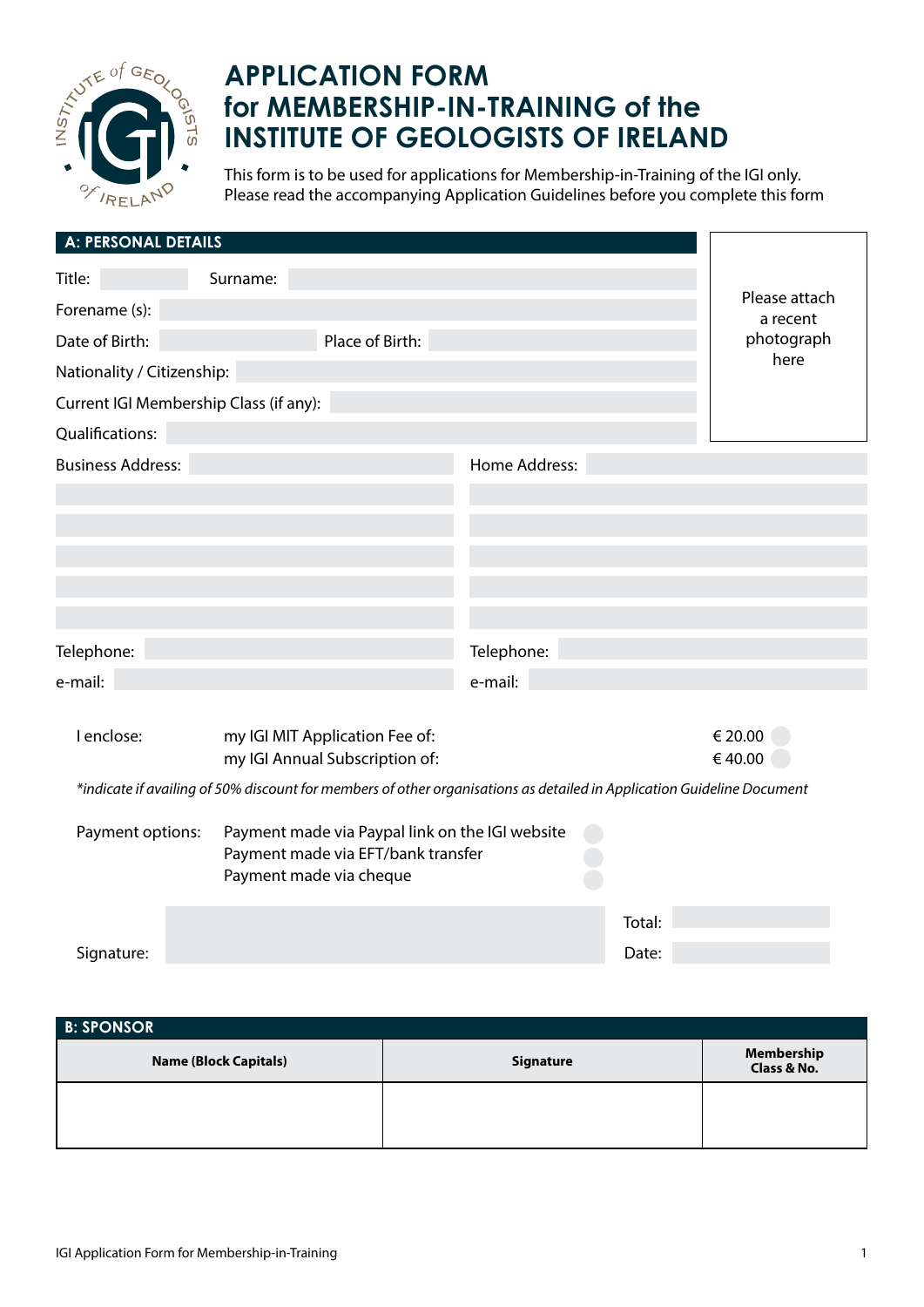# APPLICATION FORM for MEMBERSHIP-IN-TRAINING of the INSTITUTE OF GEOLOGISTS OF IRELAND

This form is to be used for applications for Membership-in-Training of the IGI only.
Please read the accompanying Application Guidelines before you complete this form

## A: PERSONAL DETAILS

Please attach a recent photograph here

Title:
Surname:
Forename (s):
Date of Birth:
Place of Birth:
Nationality / Citizenship:
Current IGI Membership Class (if any):
Qualifications:
Business Address:
Home Address:
Telephone:
Telephone:
e-mail:
e-mail:

I enclose:
my IGI MIT Application Fee of: € 20.00
my IGI Annual Subscription of: € 40.00

*\*indicate if availing of 50% discount for members of other organisations as detailed in Application Guideline Document*

Payment options:
Payment made via Paypal link on the IGI website
Payment made via EFT/bank transfer
Payment made via cheque

Total:
Signature:
Date:

## B: SPONSOR

| Name (Block Capitals) | Signature | Membership Class & No. |
|---|---|---|
| | | |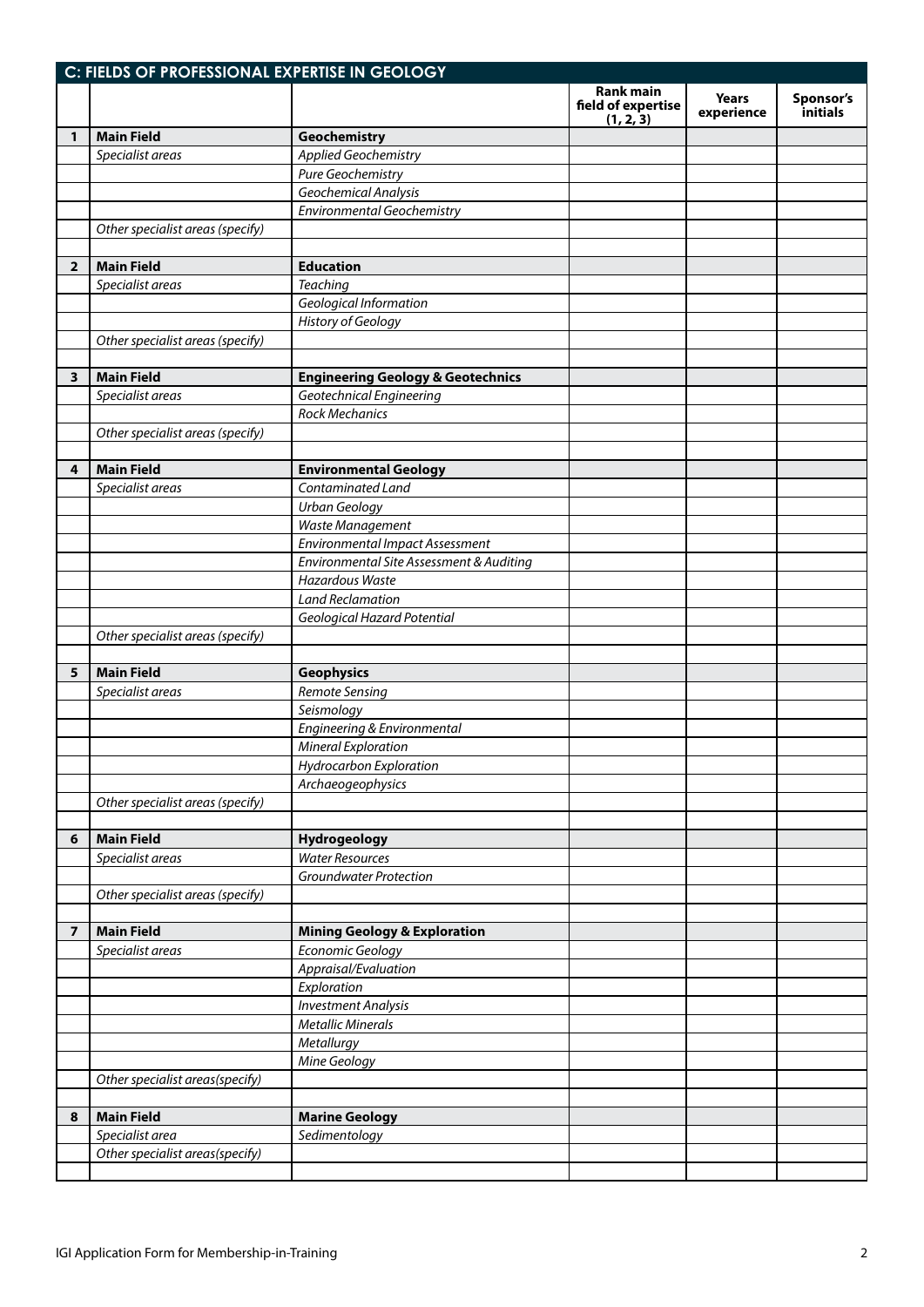## C: FIELDS OF PROFESSIONAL EXPERTISE IN GEOLOGY

| | | | Rank main field of expertise (1, 2, 3) | Years experience | Sponsor's initials |
|---|---|---|---|---|---|
| **1** | **Main Field** | **Geochemistry** | | | |
| | *Specialist areas* | *Applied Geochemistry* | | | |
| | | *Pure Geochemistry* | | | |
| | | *Geochemical Analysis* | | | |
| | | *Environmental Geochemistry* | | | |
| | *Other specialist areas (specify)* | | | | |
| | | | | | |
| **2** | **Main Field** | **Education** | | | |
| | *Specialist areas* | *Teaching* | | | |
| | | *Geological Information* | | | |
| | | *History of Geology* | | | |
| | *Other specialist areas (specify)* | | | | |
| | | | | | |
| **3** | **Main Field** | **Engineering Geology & Geotechnics** | | | |
| | *Specialist areas* | *Geotechnical Engineering* | | | |
| | | *Rock Mechanics* | | | |
| | *Other specialist areas (specify)* | | | | |
| | | | | | |
| **4** | **Main Field** | **Environmental Geology** | | | |
| | *Specialist areas* | *Contaminated Land* | | | |
| | | *Urban Geology* | | | |
| | | *Waste Management* | | | |
| | | *Environmental Impact Assessment* | | | |
| | | *Environmental Site Assessment & Auditing* | | | |
| | | *Hazardous Waste* | | | |
| | | *Land Reclamation* | | | |
| | | *Geological Hazard Potential* | | | |
| | *Other specialist areas (specify)* | | | | |
| | | | | | |
| **5** | **Main Field** | **Geophysics** | | | |
| | *Specialist areas* | *Remote Sensing* | | | |
| | | *Seismology* | | | |
| | | *Engineering & Environmental* | | | |
| | | *Mineral Exploration* | | | |
| | | *Hydrocarbon Exploration* | | | |
| | | *Archaeogeophysics* | | | |
| | *Other specialist areas (specify)* | | | | |
| | | | | | |
| **6** | **Main Field** | **Hydrogeology** | | | |
| | *Specialist areas* | *Water Resources* | | | |
| | | *Groundwater Protection* | | | |
| | *Other specialist areas (specify)* | | | | |
| | | | | | |
| **7** | **Main Field** | **Mining Geology & Exploration** | | | |
| | *Specialist areas* | *Economic Geology* | | | |
| | | *Appraisal/Evaluation* | | | |
| | | *Exploration* | | | |
| | | *Investment Analysis* | | | |
| | | *Metallic Minerals* | | | |
| | | *Metallurgy* | | | |
| | | *Mine Geology* | | | |
| | *Other specialist areas(specify)* | | | | |
| | | | | | |
| **8** | **Main Field** | **Marine Geology** | | | |
| | *Specialist area* | *Sedimentology* | | | |
| | *Other specialist areas(specify)* | | | | |
| | | | | | |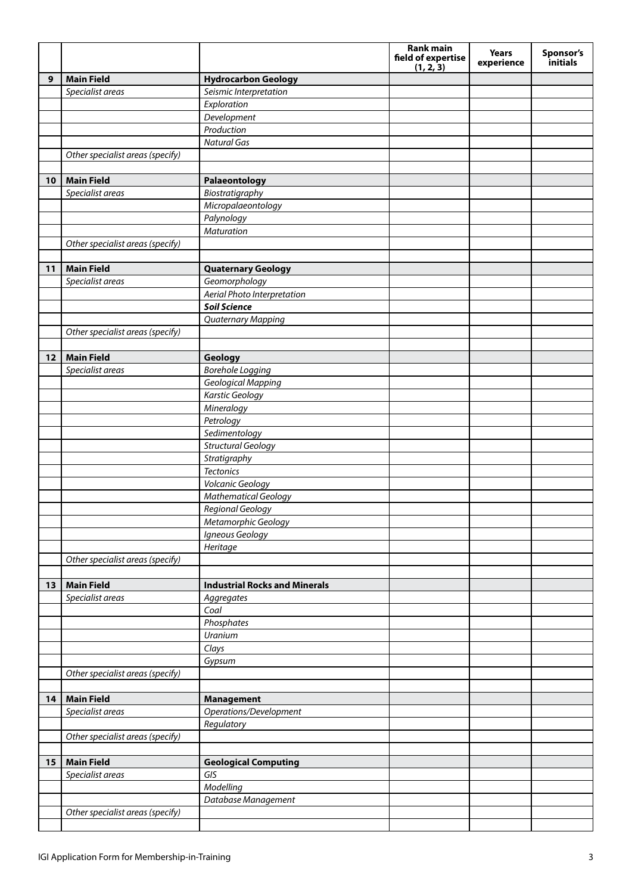| | | | Rank main field of expertise (1, 2, 3) | Years experience | Sponsor's initials |
|---|---|---|---|---|---|
| 9 | **Main Field** | **Hydrocarbon Geology** | | | |
| | *Specialist areas* | *Seismic Interpretation* | | | |
| | | *Exploration* | | | |
| | | *Development* | | | |
| | | *Production* | | | |
| | | *Natural Gas* | | | |
| | *Other specialist areas (specify)* | | | | |
| | | | | | |
| 10 | **Main Field** | **Palaeontology** | | | |
| | *Specialist areas* | *Biostratigraphy* | | | |
| | | *Micropalaeontology* | | | |
| | | *Palynology* | | | |
| | | *Maturation* | | | |
| | *Other specialist areas (specify)* | | | | |
| | | | | | |
| 11 | **Main Field** | **Quaternary Geology** | | | |
| | *Specialist areas* | *Geomorphology* | | | |
| | | *Aerial Photo Interpretation* | | | |
| | | ***Soil Science*** | | | |
| | | *Quaternary Mapping* | | | |
| | *Other specialist areas (specify)* | | | | |
| | | | | | |
| 12 | **Main Field** | **Geology** | | | |
| | *Specialist areas* | *Borehole Logging* | | | |
| | | *Geological Mapping* | | | |
| | | *Karstic Geology* | | | |
| | | *Mineralogy* | | | |
| | | *Petrology* | | | |
| | | *Sedimentology* | | | |
| | | *Structural Geology* | | | |
| | | *Stratigraphy* | | | |
| | | *Tectonics* | | | |
| | | *Volcanic Geology* | | | |
| | | *Mathematical Geology* | | | |
| | | *Regional Geology* | | | |
| | | *Metamorphic Geology* | | | |
| | | *Igneous Geology* | | | |
| | | *Heritage* | | | |
| | *Other specialist areas (specify)* | | | | |
| | | | | | |
| 13 | **Main Field** | **Industrial Rocks and Minerals** | | | |
| | *Specialist areas* | *Aggregates* | | | |
| | | *Coal* | | | |
| | | *Phosphates* | | | |
| | | *Uranium* | | | |
| | | *Clays* | | | |
| | | *Gypsum* | | | |
| | *Other specialist areas (specify)* | | | | |
| | | | | | |
| 14 | **Main Field** | **Management** | | | |
| | *Specialist areas* | *Operations/Development* | | | |
| | | *Regulatory* | | | |
| | *Other specialist areas (specify)* | | | | |
| | | | | | |
| 15 | **Main Field** | **Geological Computing** | | | |
| | *Specialist areas* | *GIS* | | | |
| | | *Modelling* | | | |
| | | *Database Management* | | | |
| | *Other specialist areas (specify)* | | | | |
| | | | | | |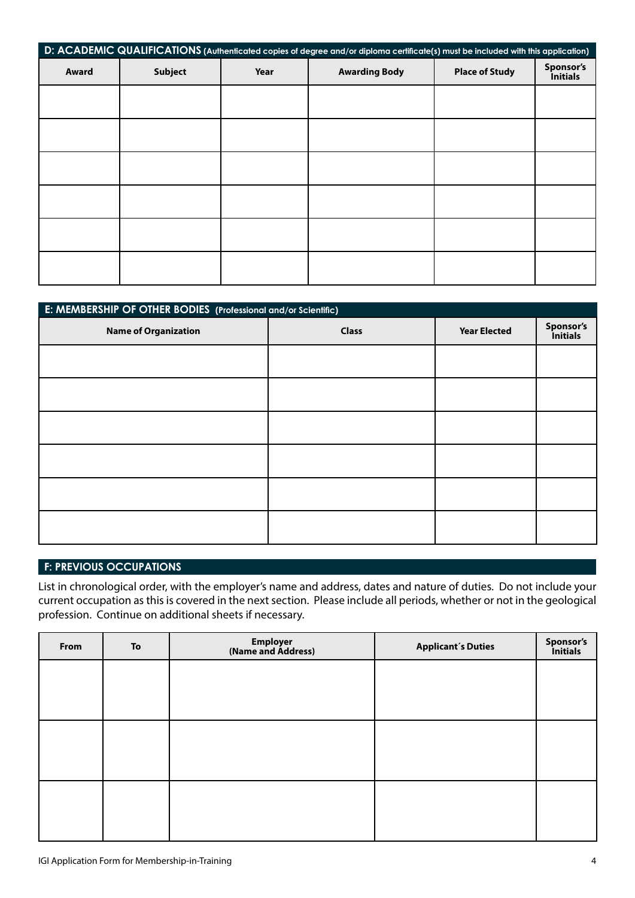## D: ACADEMIC QUALIFICATIONS (Authenticated copies of degree and/or diploma certificate(s) must be included with this application)

| Award | Subject | Year | Awarding Body | Place of Study | Sponsor's Initials |
|---|---|---|---|---|---|
| | | | | | |
| | | | | | |
| | | | | | |
| | | | | | |
| | | | | | |
| | | | | | |

## E: MEMBERSHIP OF OTHER BODIES (Professional and/or Scientific)

| Name of Organization | Class | Year Elected | Sponsor's Initials |
|---|---|---|---|
| | | | |
| | | | |
| | | | |
| | | | |
| | | | |
| | | | |

## F: PREVIOUS OCCUPATIONS

List in chronological order, with the employer's name and address, dates and nature of duties. Do not include your current occupation as this is covered in the next section. Please include all periods, whether or not in the geological profession. Continue on additional sheets if necessary.

| From | To | Employer (Name and Address) | Applicant´s Duties | Sponsor's Initials |
|---|---|---|---|---|
| | | | | |
| | | | | |
| | | | | |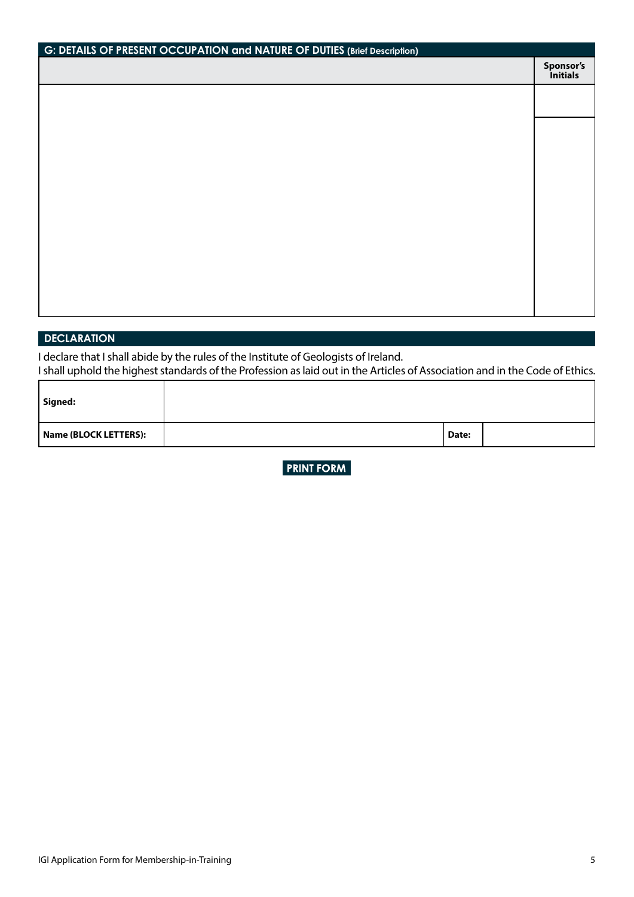## G: DETAILS OF PRESENT OCCUPATION and NATURE OF DUTIES (Brief Description)

| | Sponsor's Initials |
|---|---|
| | |
| | |

## DECLARATION

I declare that I shall abide by the rules of the Institute of Geologists of Ireland.
I shall uphold the highest standards of the Profession as laid out in the Articles of Association and in the Code of Ethics.

| | | | |
|---|---|---|---|
| **Signed:** | | | |
| **Name (BLOCK LETTERS):** | | **Date:** | |

**PRINT FORM**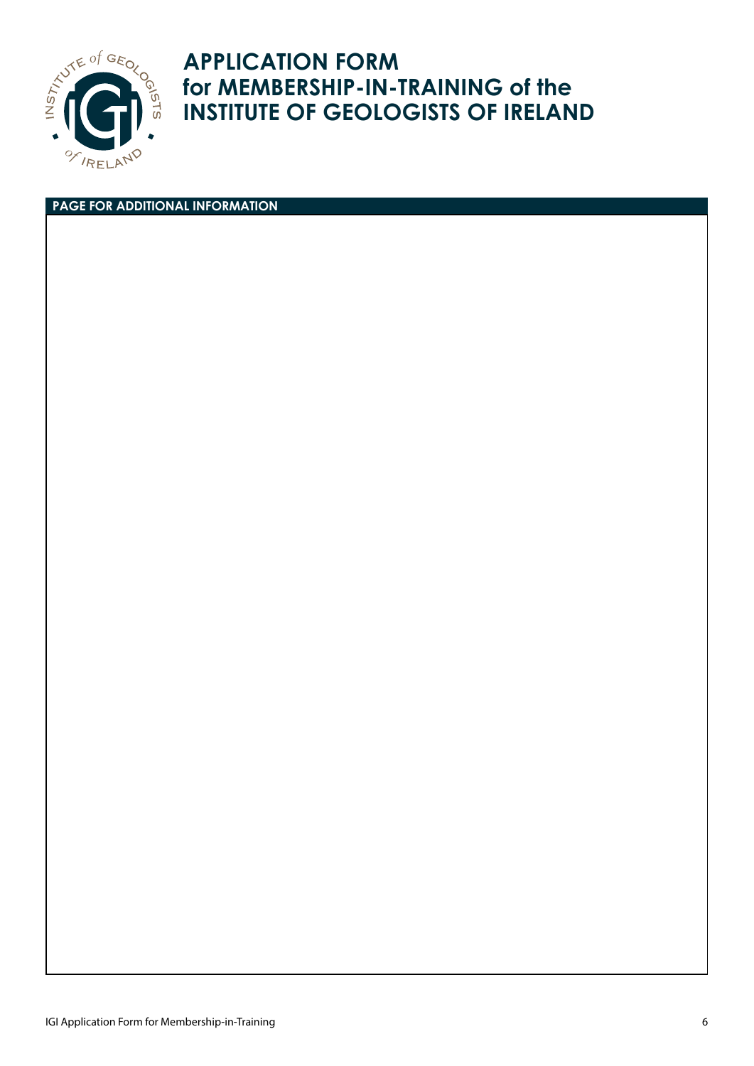# APPLICATION FORM for MEMBERSHIP-IN-TRAINING of the INSTITUTE OF GEOLOGISTS OF IRELAND

## PAGE FOR ADDITIONAL INFORMATION